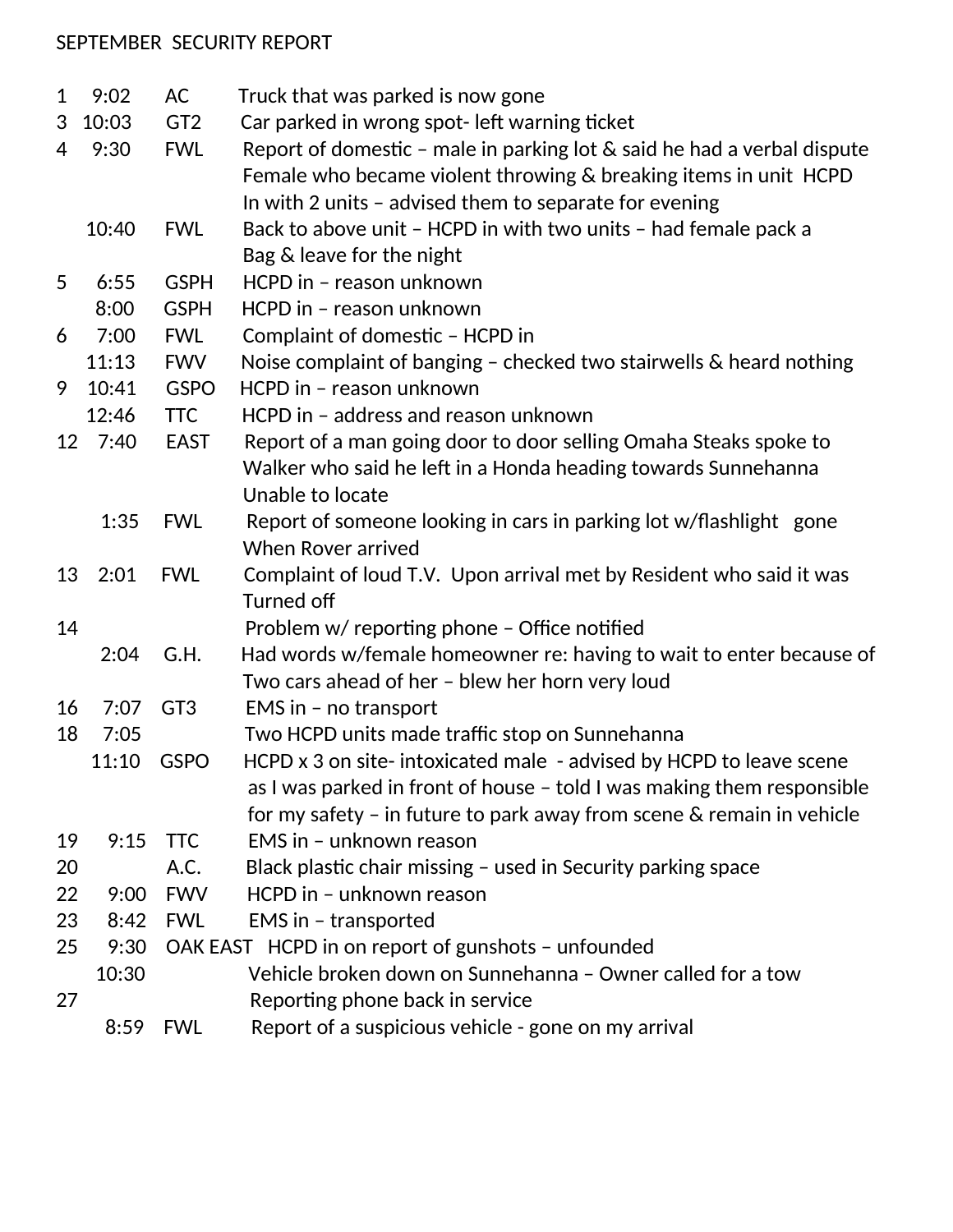SEPTEMBER SECURITY REPORT

| Day | Time | Location | Description |
| --- | --- | --- | --- |
| 1 | 9:02 | AC | Truck that was parked is now gone |
| 3 | 10:03 | GT2 | Car parked in wrong spot- left warning ticket |
| 4 | 9:30 | FWL | Report of domestic – male in parking lot & said he had a verbal dispute Female who became violent throwing & breaking items in unit HCPD In with 2 units – advised them to separate for evening |
| | 10:40 | FWL | Back to above unit – HCPD in with two units – had female pack a Bag & leave for the night |
| 5 | 6:55 | GSPH | HCPD in – reason unknown |
| | 8:00 | GSPH | HCPD in – reason unknown |
| 6 | 7:00 | FWL | Complaint of domestic – HCPD in |
| | 11:13 | FWV | Noise complaint of banging – checked two stairwells & heard nothing |
| 9 | 10:41 | GSPO | HCPD in – reason unknown |
| | 12:46 | TTC | HCPD in – address and reason unknown |
| 12 | 7:40 | EAST | Report of a man going door to door selling Omaha Steaks spoke to Walker who said he left in a Honda heading towards Sunnehanna Unable to locate |
| | 1:35 | FWL | Report of someone looking in cars in parking lot w/flashlight gone When Rover arrived |
| 13 | 2:01 | FWL | Complaint of loud T.V. Upon arrival met by Resident who said it was Turned off |
| 14 | | | Problem w/ reporting phone – Office notified |
| | 2:04 | G.H. | Had words w/female homeowner re: having to wait to enter because of Two cars ahead of her – blew her horn very loud |
| 16 | 7:07 | GT3 | EMS in – no transport |
| 18 | 7:05 | | Two HCPD units made traffic stop on Sunnehanna |
| | 11:10 | GSPO | HCPD x 3 on site- intoxicated male - advised by HCPD to leave scene as I was parked in front of house – told I was making them responsible for my safety – in future to park away from scene & remain in vehicle |
| 19 | 9:15 | TTC | EMS in – unknown reason |
| 20 | | A.C. | Black plastic chair missing – used in Security parking space |
| 22 | 9:00 | FWV | HCPD in – unknown reason |
| 23 | 8:42 | FWL | EMS in – transported |
| 25 | 9:30 | OAK EAST | HCPD in on report of gunshots – unfounded |
| | 10:30 | | Vehicle broken down on Sunnehanna – Owner called for a tow |
| 27 | | | Reporting phone back in service |
| | 8:59 | FWL | Report of a suspicious vehicle - gone on my arrival |